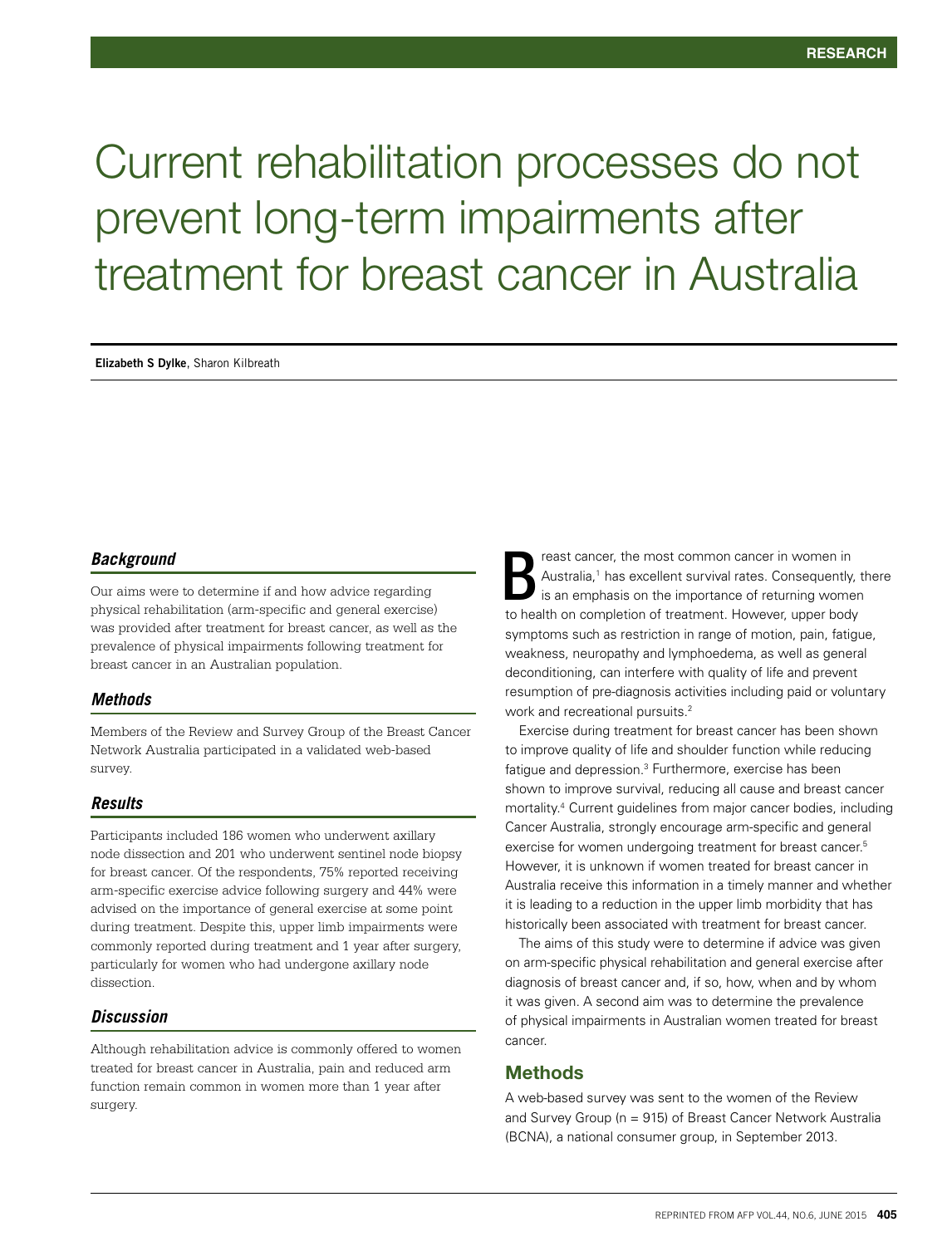# Current rehabilitation processes do not prevent long-term impairments after treatment for breast cancer in Australia

**Elizabeth S Dylke**, Sharon Kilbreath

### *Background*

Our aims were to determine if and how advice regarding physical rehabilitation (arm-specific and general exercise) was provided after treatment for breast cancer, as well as the prevalence of physical impairments following treatment for breast cancer in an Australian population.

### *Methods*

Members of the Review and Survey Group of the Breast Cancer Network Australia participated in a validated web-based survey.

### *Results*

Participants included 186 women who underwent axillary node dissection and 201 who underwent sentinel node biopsy for breast cancer. Of the respondents, 75% reported receiving arm-specific exercise advice following surgery and 44% were advised on the importance of general exercise at some point during treatment. Despite this, upper limb impairments were commonly reported during treatment and 1 year after surgery, particularly for women who had undergone axillary node dissection.

### *Discussion*

Although rehabilitation advice is commonly offered to women treated for breast cancer in Australia, pain and reduced arm function remain common in women more than 1 year after surgery.

Breast cancer, the most common cancer in women in Australia,[1] has excellent survival rates. Consequently, there is an emphasis on the importance of returning women to health on completion of treatment. However, upper body symptoms such as restriction in range of motion, pain, fatigue, weakness, neuropathy and lymphoedema, as well as general deconditioning, can interfere with quality of life and prevent resumption of pre-diagnosis activities including paid or voluntary work and recreational pursuits.[2]

Exercise during treatment for breast cancer has been shown to improve quality of life and shoulder function while reducing fatigue and depression.[3] Furthermore, exercise has been shown to improve survival, reducing all cause and breast cancer mortality.[4] Current guidelines from major cancer bodies, including Cancer Australia, strongly encourage arm-specific and general exercise for women undergoing treatment for breast cancer.[5] However, it is unknown if women treated for breast cancer in Australia receive this information in a timely manner and whether it is leading to a reduction in the upper limb morbidity that has historically been associated with treatment for breast cancer.

The aims of this study were to determine if advice was given on arm-specific physical rehabilitation and general exercise after diagnosis of breast cancer and, if so, how, when and by whom it was given. A second aim was to determine the prevalence of physical impairments in Australian women treated for breast cancer.

## Methods

A web-based survey was sent to the women of the Review and Survey Group (n = 915) of Breast Cancer Network Australia (BCNA), a national consumer group, in September 2013.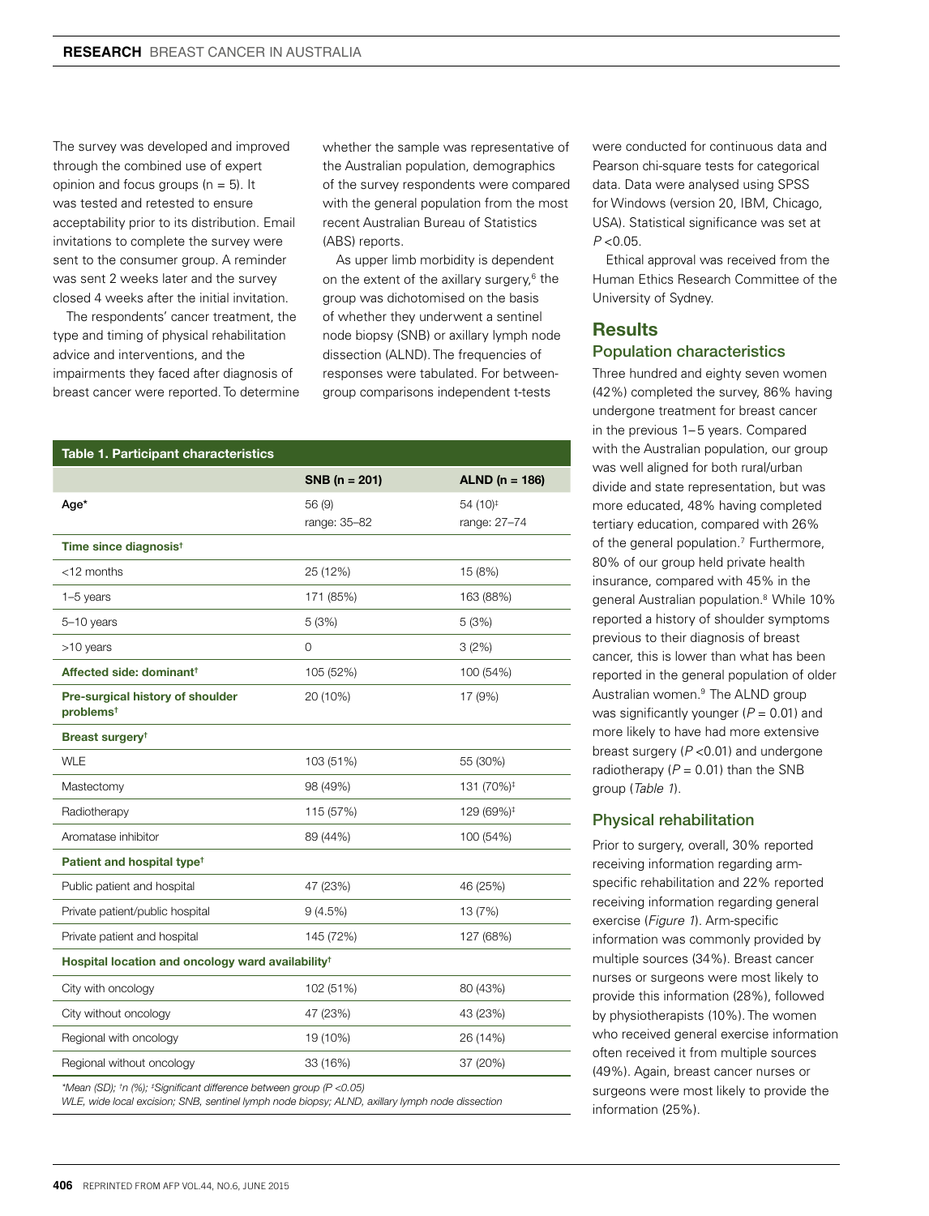The survey was developed and improved through the combined use of expert opinion and focus groups (n = 5). It was tested and retested to ensure acceptability prior to its distribution. Email invitations to complete the survey were sent to the consumer group. A reminder was sent 2 weeks later and the survey closed 4 weeks after the initial invitation.

The respondents' cancer treatment, the type and timing of physical rehabilitation advice and interventions, and the impairments they faced after diagnosis of breast cancer were reported. To determine whether the sample was representative of the Australian population, demographics of the survey respondents were compared with the general population from the most recent Australian Bureau of Statistics (ABS) reports.

As upper limb morbidity is dependent on the extent of the axillary surgery,[6] the group was dichotomised on the basis of whether they underwent a sentinel node biopsy (SNB) or axillary lymph node dissection (ALND). The frequencies of responses were tabulated. For between-group comparisons independent t-tests were conducted for continuous data and Pearson chi-square tests for categorical data. Data were analysed using SPSS for Windows (version 20, IBM, Chicago, USA). Statistical significance was set at $P < 0.05$.

Ethical approval was received from the Human Ethics Research Committee of the University of Sydney.

**Table 1. Participant characteristics**

| | SNB (n = 201) | ALND (n = 186) |
|---|---|---|
| **Age*** | 56 (9) range: 35–82 | 54 (10)‡ range: 27–74 |
| **Time since diagnosis†** | | |
| <12 months | 25 (12%) | 15 (8%) |
| 1–5 years | 171 (85%) | 163 (88%) |
| 5–10 years | 5 (3%) | 5 (3%) |
| >10 years | 0 | 3 (2%) |
| **Affected side: dominant†** | 105 (52%) | 100 (54%) |
| **Pre-surgical history of shoulder problems†** | 20 (10%) | 17 (9%) |
| **Breast surgery†** | | |
| WLE | 103 (51%) | 55 (30%) |
| Mastectomy | 98 (49%) | 131 (70%)‡ |
| Radiotherapy | 115 (57%) | 129 (69%)‡ |
| Aromatase inhibitor | 89 (44%) | 100 (54%) |
| **Patient and hospital type†** | | |
| Public patient and hospital | 47 (23%) | 46 (25%) |
| Private patient/public hospital | 9 (4.5%) | 13 (7%) |
| Private patient and hospital | 145 (72%) | 127 (68%) |
| **Hospital location and oncology ward availability†** | | |
| City with oncology | 102 (51%) | 80 (43%) |
| City without oncology | 47 (23%) | 43 (23%) |
| Regional with oncology | 19 (10%) | 26 (14%) |
| Regional without oncology | 33 (16%) | 37 (20%) |

*Mean (SD); †n (%); ‡Significant difference between group (P <0.05)*
*WLE, wide local excision; SNB, sentinel lymph node biopsy; ALND, axillary lymph node dissection*

## Results

### Population characteristics

Three hundred and eighty seven women (42%) completed the survey, 86% having undergone treatment for breast cancer in the previous 1–5 years. Compared with the Australian population, our group was well aligned for both rural/urban divide and state representation, but was more educated, 48% having completed tertiary education, compared with 26% of the general population.[7] Furthermore, 80% of our group held private health insurance, compared with 45% in the general Australian population.[8] While 10% reported a history of shoulder symptoms previous to their diagnosis of breast cancer, this is lower than what has been reported in the general population of older Australian women.[9] The ALND group was significantly younger ($P = 0.01$) and more likely to have had more extensive breast surgery ($P < 0.01$) and undergone radiotherapy ($P = 0.01$) than the SNB group (*Table 1*).

### Physical rehabilitation

Prior to surgery, overall, 30% reported receiving information regarding arm-specific rehabilitation and 22% reported receiving information regarding general exercise (*Figure 1*). Arm-specific information was commonly provided by multiple sources (34%). Breast cancer nurses or surgeons were most likely to provide this information (28%), followed by physiotherapists (10%). The women who received general exercise information often received it from multiple sources (49%). Again, breast cancer nurses or surgeons were most likely to provide the information (25%).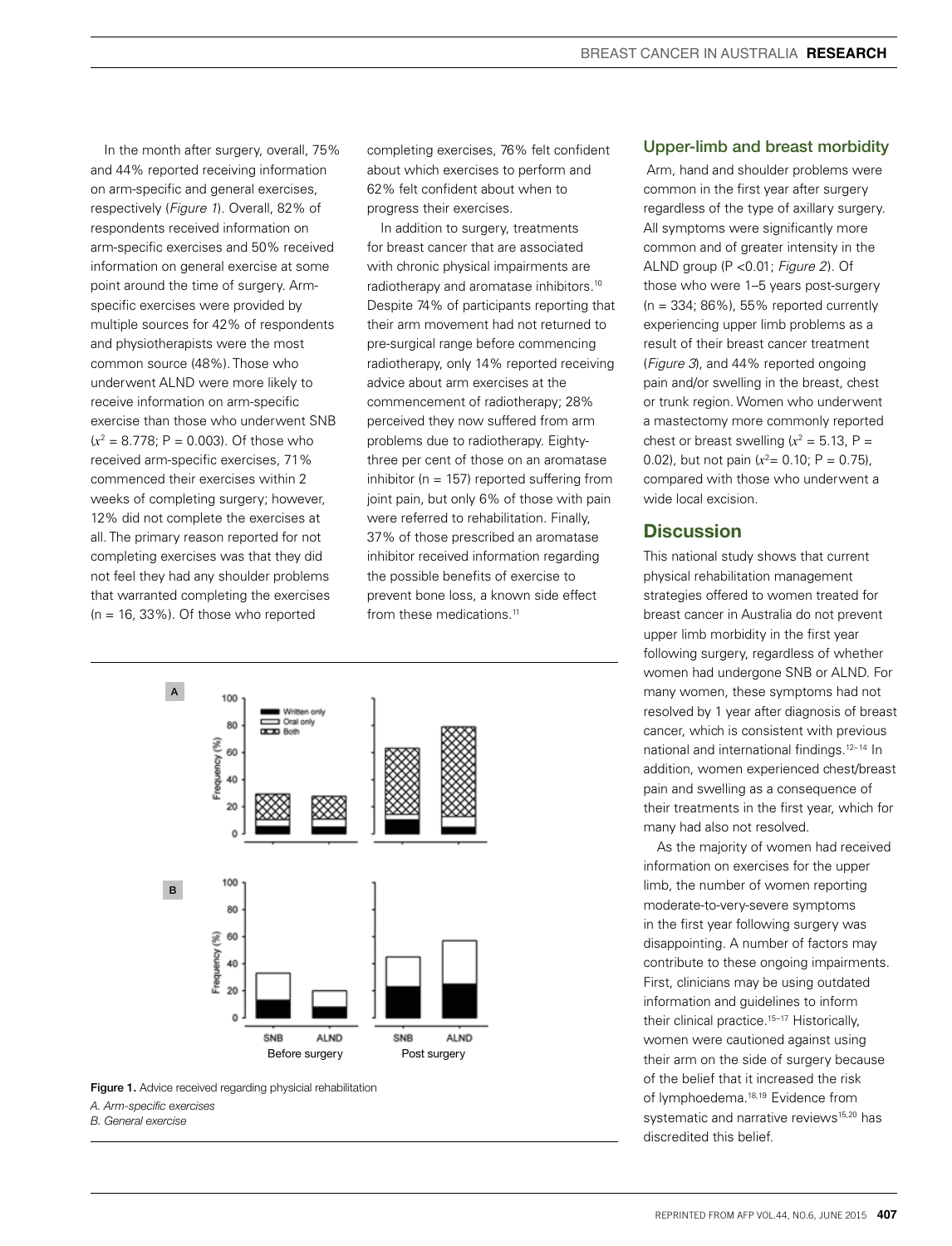In the month after surgery, overall, 75% and 44% reported receiving information on arm-specific and general exercises, respectively (*Figure 1*). Overall, 82% of respondents received information on arm-specific exercises and 50% received information on general exercise at some point around the time of surgery. Arm-specific exercises were provided by multiple sources for 42% of respondents and physiotherapists were the most common source (48%). Those who underwent ALND were more likely to receive information on arm-specific exercise than those who underwent SNB ($x^2$ = 8.778; P = 0.003). Of those who received arm-specific exercises, 71% commenced their exercises within 2 weeks of completing surgery; however, 12% did not complete the exercises at all. The primary reason reported for not completing exercises was that they did not feel they had any shoulder problems that warranted completing the exercises (n = 16, 33%). Of those who reported completing exercises, 76% felt confident about which exercises to perform and 62% felt confident about when to progress their exercises.

In addition to surgery, treatments for breast cancer that are associated with chronic physical impairments are radiotherapy and aromatase inhibitors.[10] Despite 74% of participants reporting that their arm movement had not returned to pre-surgical range before commencing radiotherapy, only 14% reported receiving advice about arm exercises at the commencement of radiotherapy; 28% perceived they now suffered from arm problems due to radiotherapy. Eighty-three per cent of those on an aromatase inhibitor (n = 157) reported suffering from joint pain, but only 6% of those with pain were referred to rehabilitation. Finally, 37% of those prescribed an aromatase inhibitor received information regarding the possible benefits of exercise to prevent bone loss, a known side effect from these medications.[11]

Figure 1. Advice received regarding physicial rehabilitation

*A. Arm-specific exercises*

*B. General exercise*

### Upper-limb and breast morbidity

Arm, hand and shoulder problems were common in the first year after surgery regardless of the type of axillary surgery. All symptoms were significantly more common and of greater intensity in the ALND group (P <0.01; *Figure 2*). Of those who were 1–5 years post-surgery (n = 334; 86%), 55% reported currently experiencing upper limb problems as a result of their breast cancer treatment (*Figure 3*), and 44% reported ongoing pain and/or swelling in the breast, chest or trunk region. Women who underwent a mastectomy more commonly reported chest or breast swelling ($x^2$ = 5.13, P = 0.02), but not pain ($x^2$= 0.10; P = 0.75), compared with those who underwent a wide local excision.

## Discussion

This national study shows that current physical rehabilitation management strategies offered to women treated for breast cancer in Australia do not prevent upper limb morbidity in the first year following surgery, regardless of whether women had undergone SNB or ALND. For many women, these symptoms had not resolved by 1 year after diagnosis of breast cancer, which is consistent with previous national and international findings.[12–14] In addition, women experienced chest/breast pain and swelling as a consequence of their treatments in the first year, which for many had also not resolved.

As the majority of women had received information on exercises for the upper limb, the number of women reporting moderate-to-very-severe symptoms in the first year following surgery was disappointing. A number of factors may contribute to these ongoing impairments. First, clinicians may be using outdated information and guidelines to inform their clinical practice.[15–17] Historically, women were cautioned against using their arm on the side of surgery because of the belief that it increased the risk of lymphoedema.[18,19] Evidence from systematic and narrative reviews[15,20] has discredited this belief.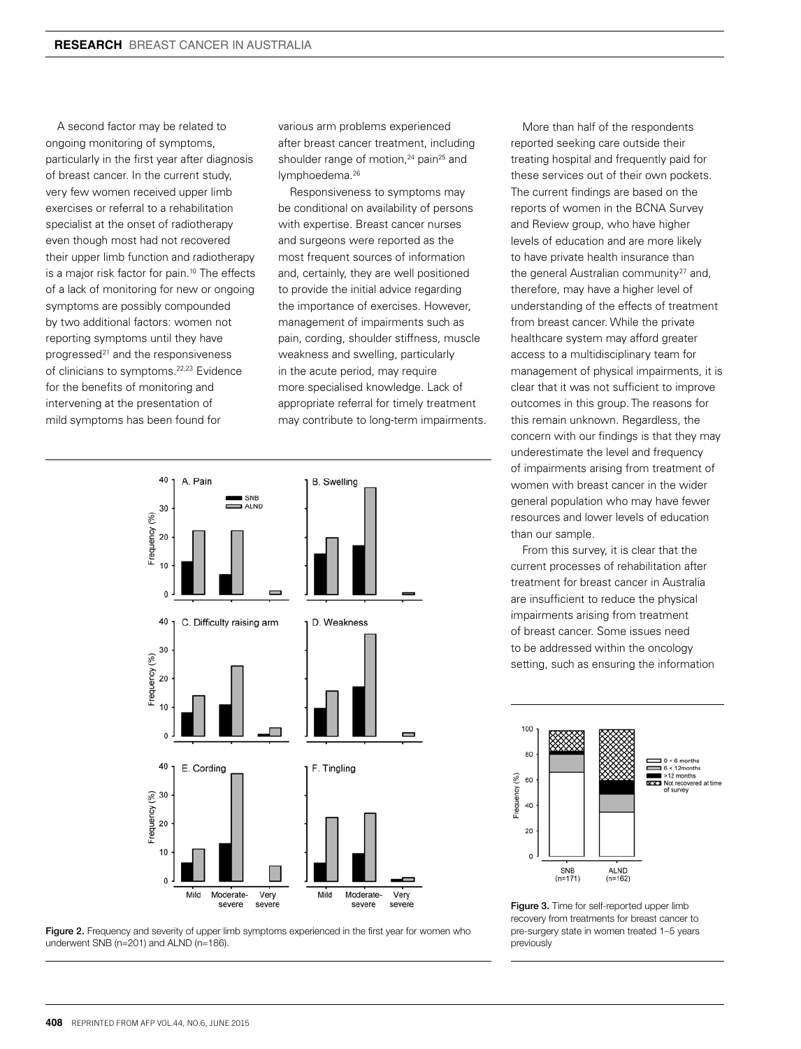A second factor may be related to ongoing monitoring of symptoms, particularly in the first year after diagnosis of breast cancer. In the current study, very few women received upper limb exercises or referral to a rehabilitation specialist at the onset of radiotherapy even though most had not recovered their upper limb function and radiotherapy is a major risk factor for pain.[10] The effects of a lack of monitoring for new or ongoing symptoms are possibly compounded by two additional factors: women not reporting symptoms until they have progressed[21] and the responsiveness of clinicians to symptoms.[22,23] Evidence for the benefits of monitoring and intervening at the presentation of mild symptoms has been found for various arm problems experienced after breast cancer treatment, including shoulder range of motion,[24] pain[25] and lymphoedema.[26]

Responsiveness to symptoms may be conditional on availability of persons with expertise. Breast cancer nurses and surgeons were reported as the most frequent sources of information and, certainly, they are well positioned to provide the initial advice regarding the importance of exercises. However, management of impairments such as pain, cording, shoulder stiffness, muscle weakness and swelling, particularly in the acute period, may require more specialised knowledge. Lack of appropriate referral for timely treatment may contribute to long-term impairments.

Figure 2. Frequency and severity of upper limb symptoms experienced in the first year for women who underwent SNB (n=201) and ALND (n=186).

More than half of the respondents reported seeking care outside their treating hospital and frequently paid for these services out of their own pockets. The current findings are based on the reports of women in the BCNA Survey and Review group, who have higher levels of education and are more likely to have private health insurance than the general Australian community[27] and, therefore, may have a higher level of understanding of the effects of treatment from breast cancer. While the private healthcare system may afford greater access to a multidisciplinary team for management of physical impairments, it is clear that it was not sufficient to improve outcomes in this group. The reasons for this remain unknown. Regardless, the concern with our findings is that they may underestimate the level and frequency of impairments arising from treatment of women with breast cancer in the wider general population who may have fewer resources and lower levels of education than our sample.

From this survey, it is clear that the current processes of rehabilitation after treatment for breast cancer in Australia are insufficient to reduce the physical impairments arising from treatment of breast cancer. Some issues need to be addressed within the oncology setting, such as ensuring the information

Figure 3. Time for self-reported upper limb recovery from treatments for breast cancer to pre-surgery state in women treated 1–5 years previously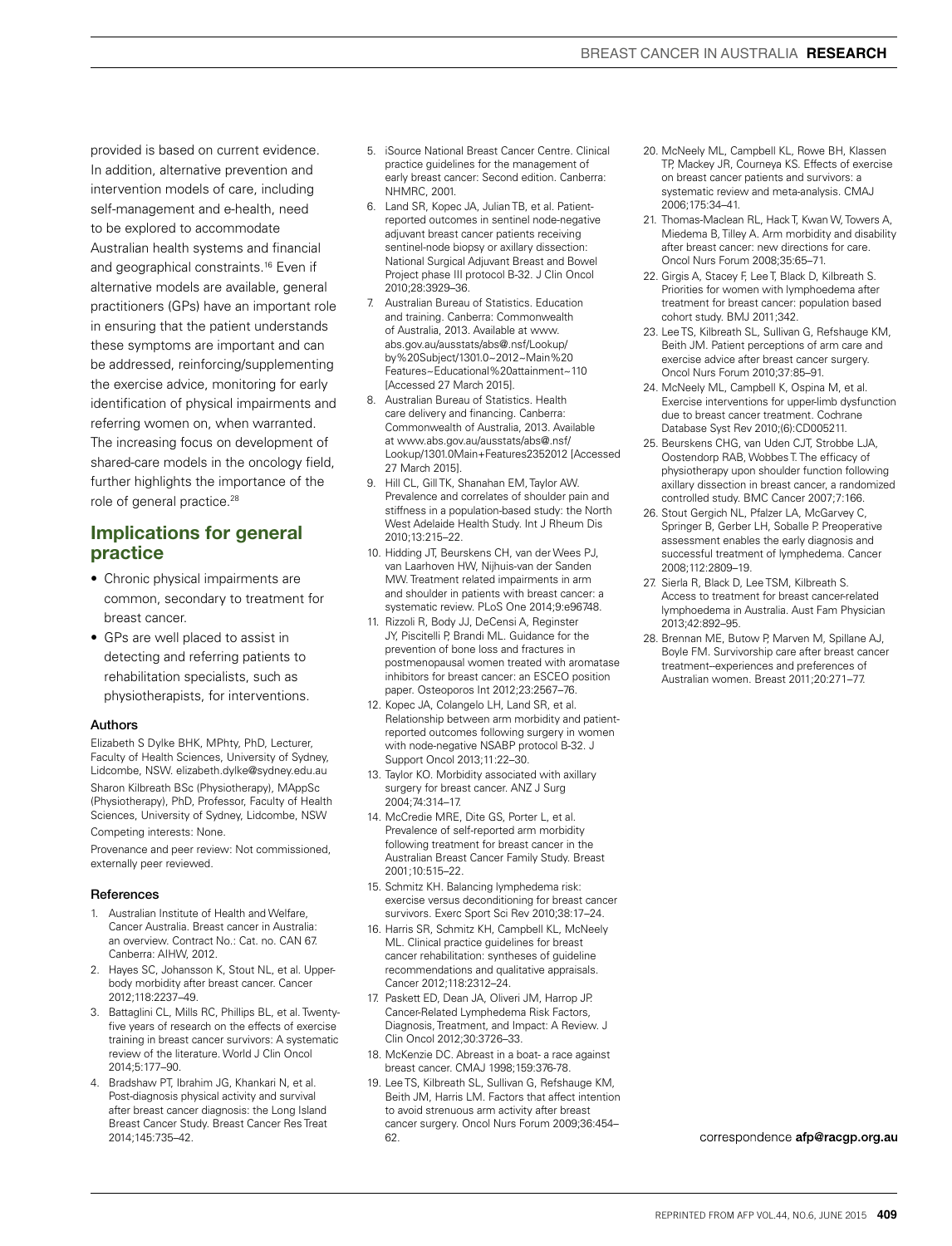provided is based on current evidence. In addition, alternative prevention and intervention models of care, including self-management and e-health, need to be explored to accommodate Australian health systems and financial and geographical constraints.[16] Even if alternative models are available, general practitioners (GPs) have an important role in ensuring that the patient understands these symptoms are important and can be addressed, reinforcing/supplementing the exercise advice, monitoring for early identification of physical impairments and referring women on, when warranted. The increasing focus on development of shared-care models in the oncology field, further highlights the importance of the role of general practice.[28]

## Implications for general practice

- Chronic physical impairments are common, secondary to treatment for breast cancer.
- GPs are well placed to assist in detecting and referring patients to rehabilitation specialists, such as physiotherapists, for interventions.

### Authors

Elizabeth S Dylke BHK, MPhty, PhD, Lecturer, Faculty of Health Sciences, University of Sydney, Lidcombe, NSW. elizabeth.dylke@sydney.edu.au

Sharon Kilbreath BSc (Physiotherapy), MAppSc (Physiotherapy), PhD, Professor, Faculty of Health Sciences, University of Sydney, Lidcombe, NSW

Competing interests: None.

Provenance and peer review: Not commissioned, externally peer reviewed.

### References

1. Australian Institute of Health and Welfare, Cancer Australia. Breast cancer in Australia: an overview. Contract No.: Cat. no. CAN 67. Canberra: AIHW, 2012.
2. Hayes SC, Johansson K, Stout NL, et al. Upper-body morbidity after breast cancer. Cancer 2012;118:2237–49.
3. Battaglini CL, Mills RC, Phillips BL, et al. Twenty-five years of research on the effects of exercise training in breast cancer survivors: A systematic review of the literature. World J Clin Oncol 2014;5:177–90.
4. Bradshaw PT, Ibrahim JG, Khankari N, et al. Post-diagnosis physical activity and survival after breast cancer diagnosis: the Long Island Breast Cancer Study. Breast Cancer Res Treat 2014;145:735–42.
5. iSource National Breast Cancer Centre. Clinical practice guidelines for the management of early breast cancer: Second edition. Canberra: NHMRC, 2001.
6. Land SR, Kopec JA, Julian TB, et al. Patient-reported outcomes in sentinel node-negative adjuvant breast cancer patients receiving sentinel-node biopsy or axillary dissection: National Surgical Adjuvant Breast and Bowel Project phase III protocol B-32. J Clin Oncol 2010;28:3929–36.
7. Australian Bureau of Statistics. Education and training. Canberra: Commonwealth of Australia, 2013. Available at www.abs.gov.au/ausstats/abs@.nsf/Lookup/by%20Subject/1301.0~2012~Main%20Features~Educational%20attainment~110 [Accessed 27 March 2015].
8. Australian Bureau of Statistics. Health care delivery and financing. Canberra: Commonwealth of Australia, 2013. Available at www.abs.gov.au/ausstats/abs@.nsf/Lookup/1301.0Main+Features2352012 [Accessed 27 March 2015].
9. Hill CL, Gill TK, Shanahan EM, Taylor AW. Prevalence and correlates of shoulder pain and stiffness in a population-based study: the North West Adelaide Health Study. Int J Rheum Dis 2010;13:215–22.
10. Hidding JT, Beurskens CH, van der Wees PJ, van Laarhoven HW, Nijhuis-van der Sanden MW. Treatment related impairments in arm and shoulder in patients with breast cancer: a systematic review. PLoS One 2014;9:e96748.
11. Rizzoli R, Body JJ, DeCensi A, Reginster JY, Piscitelli P, Brandi ML. Guidance for the prevention of bone loss and fractures in postmenopausal women treated with aromatase inhibitors for breast cancer: an ESCEO position paper. Osteoporos Int 2012;23:2567–76.
12. Kopec JA, Colangelo LH, Land SR, et al. Relationship between arm morbidity and patient-reported outcomes following surgery in women with node-negative NSABP protocol B-32. J Support Oncol 2013;11:22–30.
13. Taylor KO. Morbidity associated with axillary surgery for breast cancer. ANZ J Surg 2004;74:314–17.
14. McCredie MRE, Dite GS, Porter L, et al. Prevalence of self-reported arm morbidity following treatment for breast cancer in the Australian Breast Cancer Family Study. Breast 2001;10:515–22.
15. Schmitz KH. Balancing lymphedema risk: exercise versus deconditioning for breast cancer survivors. Exerc Sport Sci Rev 2010;38:17–24.
16. Harris SR, Schmitz KH, Campbell KL, McNeely ML. Clinical practice guidelines for breast cancer rehabilitation: syntheses of guideline recommendations and qualitative appraisals. Cancer 2012;118:2312–24.
17. Paskett ED, Dean JA, Oliveri JM, Harrop JP. Cancer-Related Lymphedema Risk Factors, Diagnosis, Treatment, and Impact: A Review. J Clin Oncol 2012;30:3726–33.
18. McKenzie DC. Abreast in a boat- a race against breast cancer. CMAJ 1998;159:376-78.
19. Lee TS, Kilbreath SL, Sullivan G, Refshauge KM, Beith JM, Harris LM. Factors that affect intention to avoid strenuous arm activity after breast cancer surgery. Oncol Nurs Forum 2009;36:454–62.
20. McNeely ML, Campbell KL, Rowe BH, Klassen TP, Mackey JR, Courneya KS. Effects of exercise on breast cancer patients and survivors: a systematic review and meta-analysis. CMAJ 2006;175:34–41.
21. Thomas-Maclean RL, Hack T, Kwan W, Towers A, Miedema B, Tilley A. Arm morbidity and disability after breast cancer: new directions for care. Oncol Nurs Forum 2008;35:65–71.
22. Girgis A, Stacey F, Lee T, Black D, Kilbreath S. Priorities for women with lymphoedema after treatment for breast cancer: population based cohort study. BMJ 2011;342.
23. Lee TS, Kilbreath SL, Sullivan G, Refshauge KM, Beith JM. Patient perceptions of arm care and exercise advice after breast cancer surgery. Oncol Nurs Forum 2010;37:85–91.
24. McNeely ML, Campbell K, Ospina M, et al. Exercise interventions for upper-limb dysfunction due to breast cancer treatment. Cochrane Database Syst Rev 2010;(6):CD005211.
25. Beurskens CHG, van Uden CJT, Strobbe LJA, Oostendorp RAB, Wobbes T. The efficacy of physiotherapy upon shoulder function following axillary dissection in breast cancer, a randomized controlled study. BMC Cancer 2007;7:166.
26. Stout Gergich NL, Pfalzer LA, McGarvey C, Springer B, Gerber LH, Soballe P. Preoperative assessment enables the early diagnosis and successful treatment of lymphedema. Cancer 2008;112:2809–19.
27. Sierla R, Black D, Lee TSM, Kilbreath S. Access to treatment for breast cancer-related lymphoedema in Australia. Aust Fam Physician 2013;42:892–95.
28. Brennan ME, Butow P, Marven M, Spillane AJ, Boyle FM. Survivorship care after breast cancer treatment–experiences and preferences of Australian women. Breast 2011;20:271–77.

correspondence **afp@racgp.org.au**